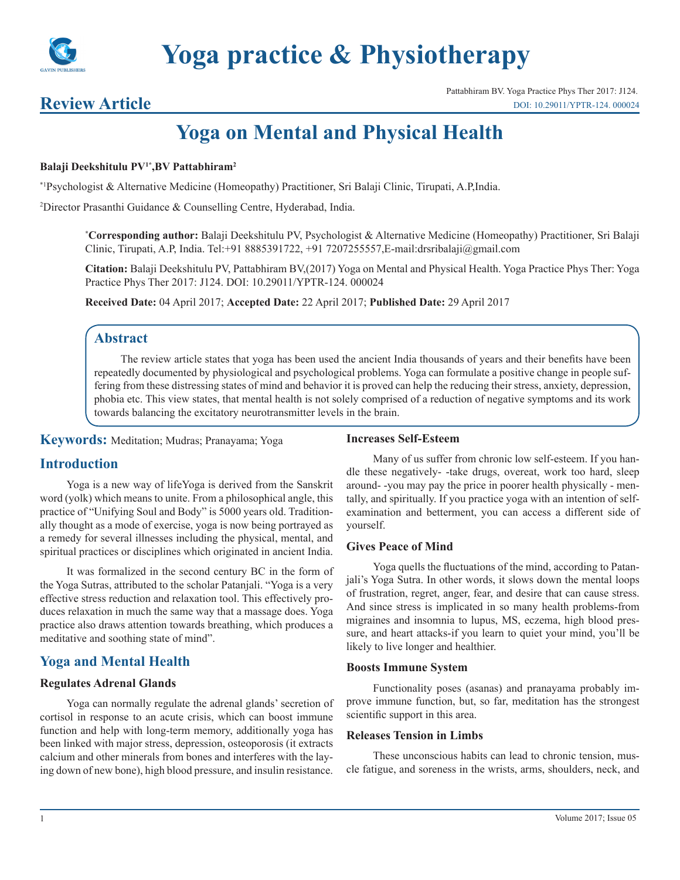# Yoga practice & Physiotherapy

## Review Article

Pattabhiram BV. Yoga Practice Phys Ther 2017: J124.
DOI: 10.29011/YPTR-124. 000024

# Yoga on Mental and Physical Health

**Balaji Deekshitulu PV[1*], BV Pattabhiram[2]**

[*1]Psychologist & Alternative Medicine (Homeopathy) Practitioner, Sri Balaji Clinic, Tirupati, A.P,India.

[2]Director Prasanthi Guidance & Counselling Centre, Hyderabad, India.

**[*]Corresponding author:** Balaji Deekshitulu PV, Psychologist & Alternative Medicine (Homeopathy) Practitioner, Sri Balaji Clinic, Tirupati, A.P, India. Tel:+91 8885391722, +91 7207255557,E-mail:drsribalaji@gmail.com

**Citation:** Balaji Deekshitulu PV, Pattabhiram BV,(2017) Yoga on Mental and Physical Health. Yoga Practice Phys Ther: Yoga Practice Phys Ther 2017: J124. DOI: 10.29011/YPTR-124. 000024

**Received Date:** 04 April 2017; **Accepted Date:** 22 April 2017; **Published Date:** 29 April 2017

## Abstract

The review article states that yoga has been used the ancient India thousands of years and their benefits have been repeatedly documented by physiological and psychological problems. Yoga can formulate a positive change in people suffering from these distressing states of mind and behavior it is proved can help the reducing their stress, anxiety, depression, phobia etc. This view states, that mental health is not solely comprised of a reduction of negative symptoms and its work towards balancing the excitatory neurotransmitter levels in the brain.

**Keywords:** Meditation; Mudras; Pranayama; Yoga

## Introduction

Yoga is a new way of lifeYoga is derived from the Sanskrit word (yolk) which means to unite. From a philosophical angle, this practice of "Unifying Soul and Body" is 5000 years old. Traditionally thought as a mode of exercise, yoga is now being portrayed as a remedy for several illnesses including the physical, mental, and spiritual practices or disciplines which originated in ancient India.

It was formalized in the second century BC in the form of the Yoga Sutras, attributed to the scholar Patanjali. "Yoga is a very effective stress reduction and relaxation tool. This effectively produces relaxation in much the same way that a massage does. Yoga practice also draws attention towards breathing, which produces a meditative and soothing state of mind".

## Yoga and Mental Health

### Regulates Adrenal Glands

Yoga can normally regulate the adrenal glands' secretion of cortisol in response to an acute crisis, which can boost immune function and help with long-term memory, additionally yoga has been linked with major stress, depression, osteoporosis (it extracts calcium and other minerals from bones and interferes with the laying down of new bone), high blood pressure, and insulin resistance.

### Increases Self-Esteem

Many of us suffer from chronic low self-esteem. If you handle these negatively- -take drugs, overeat, work too hard, sleep around- -you may pay the price in poorer health physically - mentally, and spiritually. If you practice yoga with an intention of self-examination and betterment, you can access a different side of yourself.

### Gives Peace of Mind

Yoga quells the fluctuations of the mind, according to Patanjali's Yoga Sutra. In other words, it slows down the mental loops of frustration, regret, anger, fear, and desire that can cause stress. And since stress is implicated in so many health problems-from migraines and insomnia to lupus, MS, eczema, high blood pressure, and heart attacks-if you learn to quiet your mind, you'll be likely to live longer and healthier.

### Boosts Immune System

Functionality poses (asanas) and pranayama probably improve immune function, but, so far, meditation has the strongest scientific support in this area.

### Releases Tension in Limbs

These unconscious habits can lead to chronic tension, muscle fatigue, and soreness in the wrists, arms, shoulders, neck, and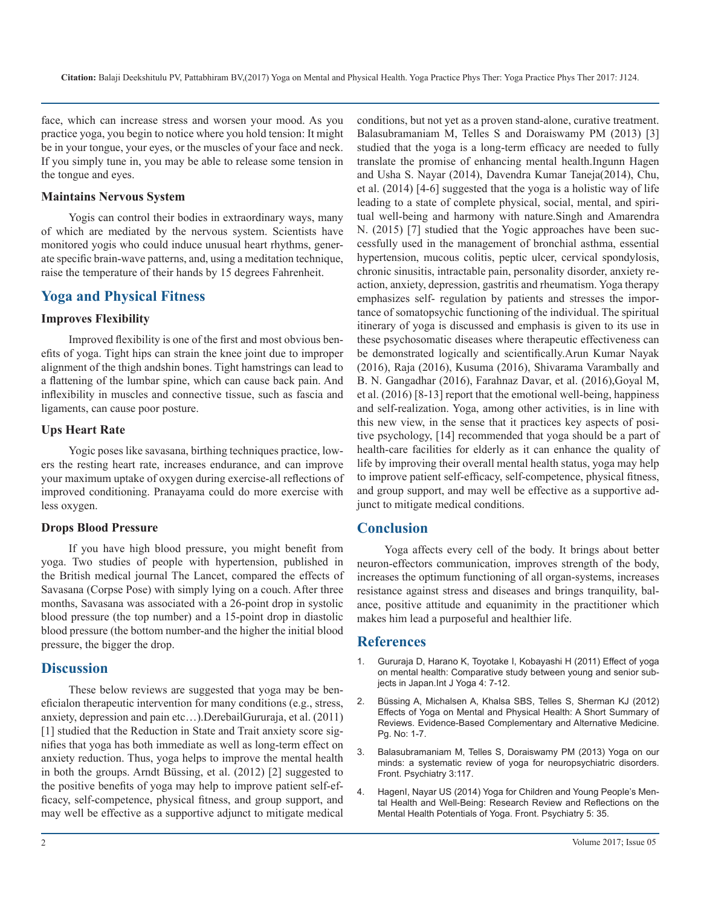face, which can increase stress and worsen your mood. As you practice yoga, you begin to notice where you hold tension: It might be in your tongue, your eyes, or the muscles of your face and neck. If you simply tune in, you may be able to release some tension in the tongue and eyes.

### Maintains Nervous System

Yogis can control their bodies in extraordinary ways, many of which are mediated by the nervous system. Scientists have monitored yogis who could induce unusual heart rhythms, generate specific brain-wave patterns, and, using a meditation technique, raise the temperature of their hands by 15 degrees Fahrenheit.

## Yoga and Physical Fitness

### Improves Flexibility

Improved flexibility is one of the first and most obvious benefits of yoga. Tight hips can strain the knee joint due to improper alignment of the thigh andshin bones. Tight hamstrings can lead to a flattening of the lumbar spine, which can cause back pain. And inflexibility in muscles and connective tissue, such as fascia and ligaments, can cause poor posture.

### Ups Heart Rate

Yogic poses like savasana, birthing techniques practice, lowers the resting heart rate, increases endurance, and can improve your maximum uptake of oxygen during exercise-all reflections of improved conditioning. Pranayama could do more exercise with less oxygen.

### Drops Blood Pressure

If you have high blood pressure, you might benefit from yoga. Two studies of people with hypertension, published in the British medical journal The Lancet, compared the effects of Savasana (Corpse Pose) with simply lying on a couch. After three months, Savasana was associated with a 26-point drop in systolic blood pressure (the top number) and a 15-point drop in diastolic blood pressure (the bottom number-and the higher the initial blood pressure, the bigger the drop.

## Discussion

These below reviews are suggested that yoga may be beneficialon therapeutic intervention for many conditions (e.g., stress, anxiety, depression and pain etc…).DerebailGururaja, et al. (2011) [1] studied that the Reduction in State and Trait anxiety score signifies that yoga has both immediate as well as long-term effect on anxiety reduction. Thus, yoga helps to improve the mental health in both the groups. Arndt Büssing, et al. (2012) [2] suggested to the positive benefits of yoga may help to improve patient self-efficacy, self-competence, physical fitness, and group support, and may well be effective as a supportive adjunct to mitigate medical conditions, but not yet as a proven stand-alone, curative treatment. Balasubramaniam M, Telles S and Doraiswamy PM (2013) [3] studied that the yoga is a long-term efficacy are needed to fully translate the promise of enhancing mental health.Ingunn Hagen and Usha S. Nayar (2014), Davendra Kumar Taneja(2014), Chu, et al. (2014) [4-6] suggested that the yoga is a holistic way of life leading to a state of complete physical, social, mental, and spiritual well-being and harmony with nature.Singh and Amarendra N. (2015) [7] studied that the Yogic approaches have been successfully used in the management of bronchial asthma, essential hypertension, mucous colitis, peptic ulcer, cervical spondylosis, chronic sinusitis, intractable pain, personality disorder, anxiety reaction, anxiety, depression, gastritis and rheumatism. Yoga therapy emphasizes self- regulation by patients and stresses the importance of somatopsychic functioning of the individual. The spiritual itinerary of yoga is discussed and emphasis is given to its use in these psychosomatic diseases where therapeutic effectiveness can be demonstrated logically and scientifically.Arun Kumar Nayak (2016), Raja (2016), Kusuma (2016), Shivarama Varambally and B. N. Gangadhar (2016), Farahnaz Davar, et al. (2016),Goyal M, et al. (2016) [8-13] report that the emotional well-being, happiness and self-realization. Yoga, among other activities, is in line with this new view, in the sense that it practices key aspects of positive psychology, [14] recommended that yoga should be a part of health-care facilities for elderly as it can enhance the quality of life by improving their overall mental health status, yoga may help to improve patient self-efficacy, self-competence, physical fitness, and group support, and may well be effective as a supportive adjunct to mitigate medical conditions.

## Conclusion

Yoga affects every cell of the body. It brings about better neuron-effectors communication, improves strength of the body, increases the optimum functioning of all organ-systems, increases resistance against stress and diseases and brings tranquility, balance, positive attitude and equanimity in the practitioner which makes him lead a purposeful and healthier life.

## References

1. Gururaja D, Harano K, Toyotake I, Kobayashi H (2011) Effect of yoga on mental health: Comparative study between young and senior subjects in Japan.Int J Yoga 4: 7-12.
2. Büssing A, Michalsen A, Khalsa SBS, Telles S, Sherman KJ (2012) Effects of Yoga on Mental and Physical Health: A Short Summary of Reviews. Evidence-Based Complementary and Alternative Medicine. Pg. No: 1-7.
3. Balasubramaniam M, Telles S, Doraiswamy PM (2013) Yoga on our minds: a systematic review of yoga for neuropsychiatric disorders. Front. Psychiatry 3:117.
4. HagenI, Nayar US (2014) Yoga for Children and Young People's Mental Health and Well-Being: Research Review and Reflections on the Mental Health Potentials of Yoga. Front. Psychiatry 5: 35.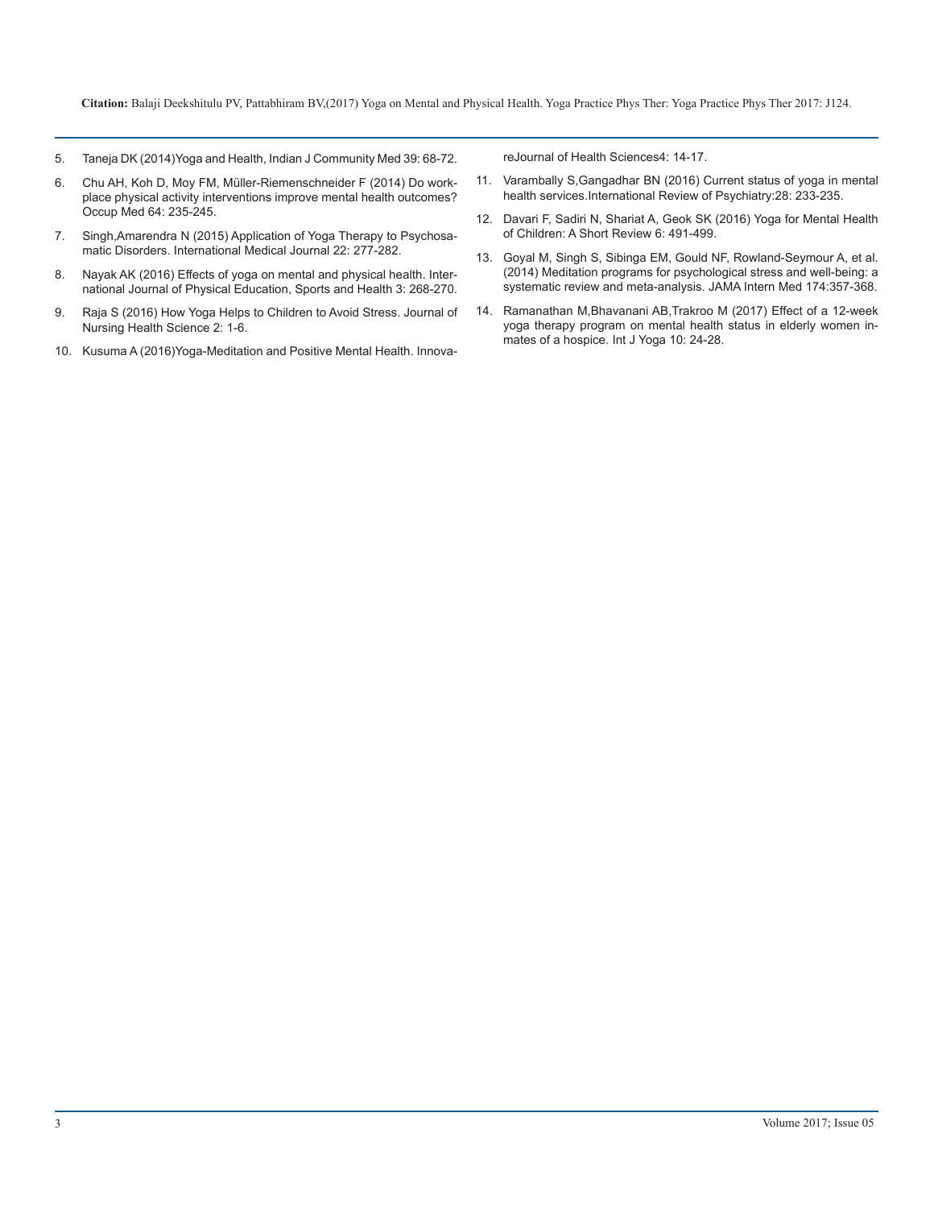5. Taneja DK (2014)Yoga and Health, Indian J Community Med 39: 68-72.
6. Chu AH, Koh D, Moy FM, Müller-Riemenschneider F (2014) Do workplace physical activity interventions improve mental health outcomes? Occup Med 64: 235-245.
7. Singh,Amarendra N (2015) Application of Yoga Therapy to Psychosomatic Disorders. International Medical Journal 22: 277-282.
8. Nayak AK (2016) Effects of yoga on mental and physical health. International Journal of Physical Education, Sports and Health 3: 268-270.
9. Raja S (2016) How Yoga Helps to Children to Avoid Stress. Journal of Nursing Health Science 2: 1-6.
10. Kusuma A (2016)Yoga-Meditation and Positive Mental Health. InnovareJournal of Health Sciences4: 14-17.
11. Varambally S,Gangadhar BN (2016) Current status of yoga in mental health services.International Review of Psychiatry:28: 233-235.
12. Davari F, Sadiri N, Shariat A, Geok SK (2016) Yoga for Mental Health of Children: A Short Review 6: 491-499.
13. Goyal M, Singh S, Sibinga EM, Gould NF, Rowland-Seymour A, et al. (2014) Meditation programs for psychological stress and well-being: a systematic review and meta-analysis. JAMA Intern Med 174:357-368.
14. Ramanathan M,Bhavanani AB,Trakroo M (2017) Effect of a 12-week yoga therapy program on mental health status in elderly women inmates of a hospice. Int J Yoga 10: 24-28.